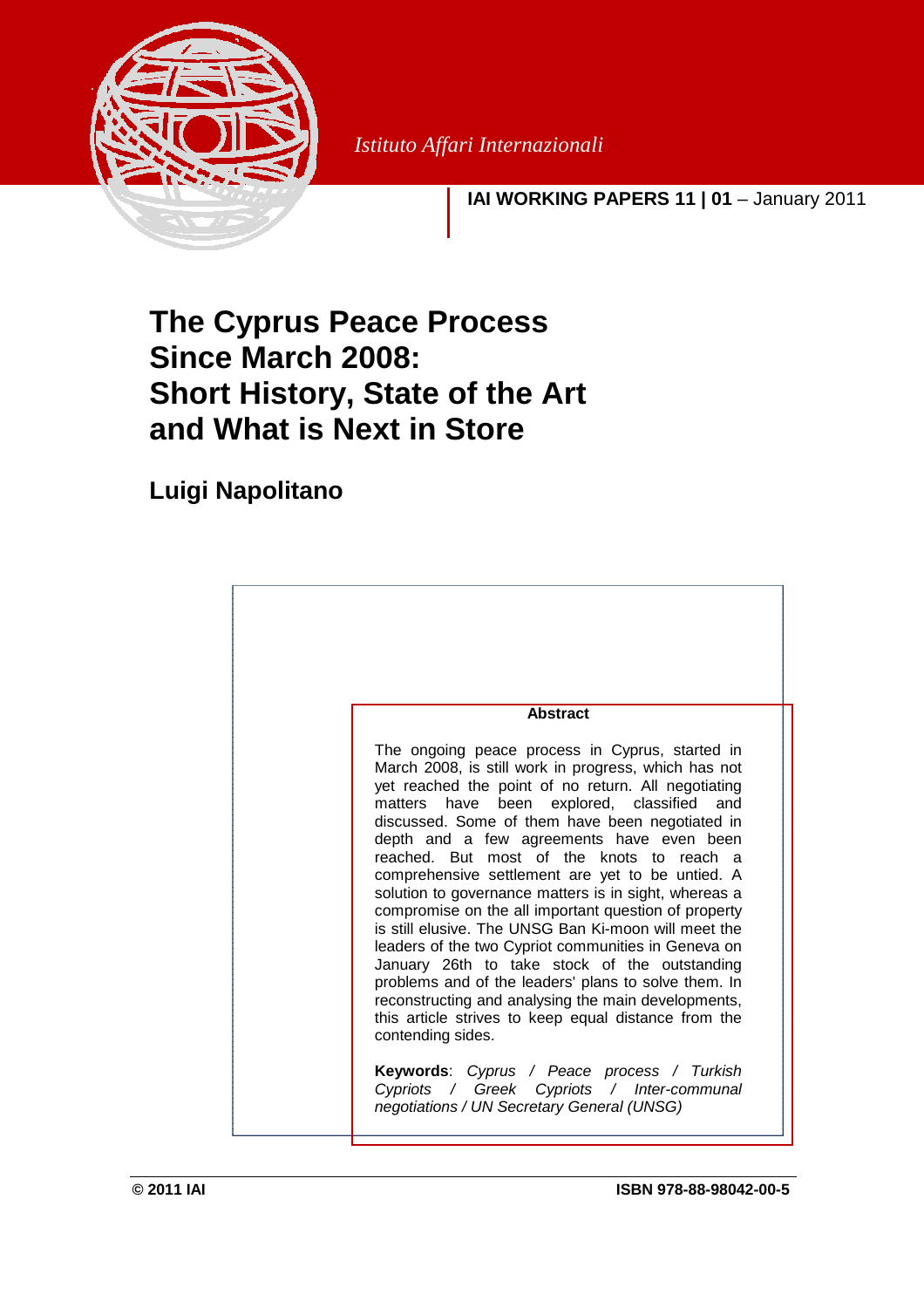Istituto Affari Internazionali

**IAI WORKING PAPERS 11 | 01** – January 2011

# The Cyprus Peace Process Since March 2008: Short History, State of the Art and What is Next in Store

## Luigi Napolitano

**Abstract**

The ongoing peace process in Cyprus, started in March 2008, is still work in progress, which has not yet reached the point of no return. All negotiating matters have been explored, classified and discussed. Some of them have been negotiated in depth and a few agreements have even been reached. But most of the knots to reach a comprehensive settlement are yet to be untied. A solution to governance matters is in sight, whereas a compromise on the all important question of property is still elusive. The UNSG Ban Ki-moon will meet the leaders of the two Cypriot communities in Geneva on January 26th to take stock of the outstanding problems and of the leaders' plans to solve them. In reconstructing and analysing the main developments, this article strives to keep equal distance from the contending sides.

**Keywords**: *Cyprus / Peace process / Turkish Cypriots / Greek Cypriots / Inter-communal negotiations / UN Secretary General (UNSG)*

© 2011 IAI

ISBN 978-88-98042-00-5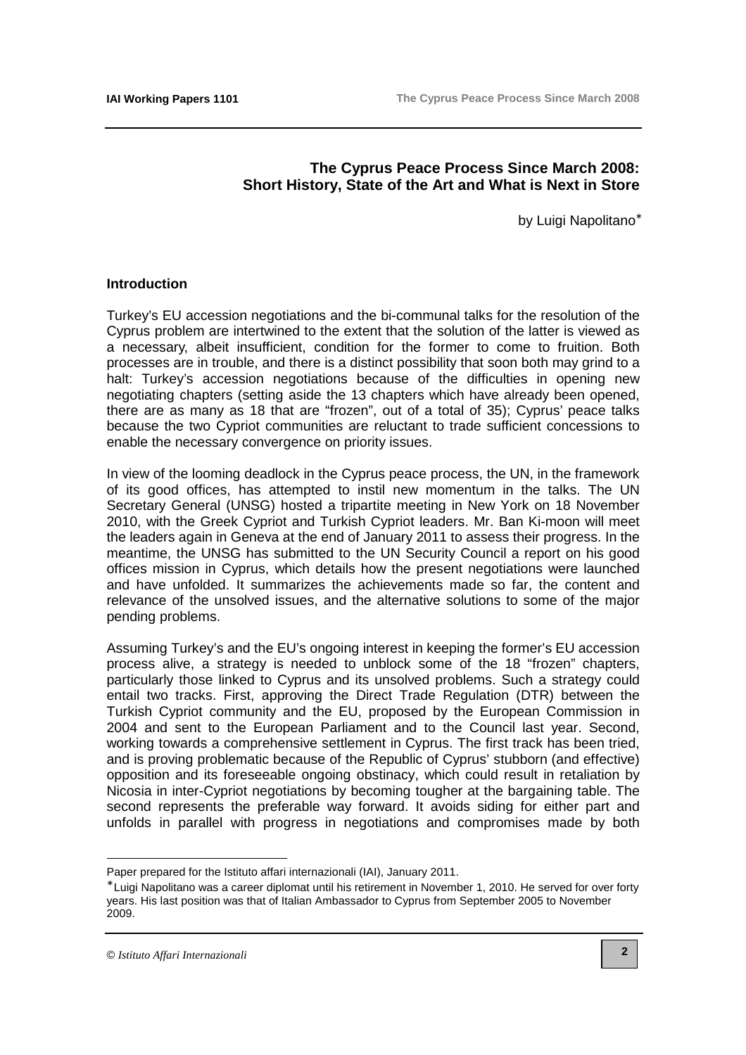## The Cyprus Peace Process Since March 2008: Short History, State of the Art and What is Next in Store

by Luigi Napolitano*

### Introduction

Turkey's EU accession negotiations and the bi-communal talks for the resolution of the Cyprus problem are intertwined to the extent that the solution of the latter is viewed as a necessary, albeit insufficient, condition for the former to come to fruition. Both processes are in trouble, and there is a distinct possibility that soon both may grind to a halt: Turkey's accession negotiations because of the difficulties in opening new negotiating chapters (setting aside the 13 chapters which have already been opened, there are as many as 18 that are "frozen", out of a total of 35); Cyprus' peace talks because the two Cypriot communities are reluctant to trade sufficient concessions to enable the necessary convergence on priority issues.

In view of the looming deadlock in the Cyprus peace process, the UN, in the framework of its good offices, has attempted to instil new momentum in the talks. The UN Secretary General (UNSG) hosted a tripartite meeting in New York on 18 November 2010, with the Greek Cypriot and Turkish Cypriot leaders. Mr. Ban Ki-moon will meet the leaders again in Geneva at the end of January 2011 to assess their progress. In the meantime, the UNSG has submitted to the UN Security Council a report on his good offices mission in Cyprus, which details how the present negotiations were launched and have unfolded. It summarizes the achievements made so far, the content and relevance of the unsolved issues, and the alternative solutions to some of the major pending problems.

Assuming Turkey's and the EU's ongoing interest in keeping the former's EU accession process alive, a strategy is needed to unblock some of the 18 "frozen" chapters, particularly those linked to Cyprus and its unsolved problems. Such a strategy could entail two tracks. First, approving the Direct Trade Regulation (DTR) between the Turkish Cypriot community and the EU, proposed by the European Commission in 2004 and sent to the European Parliament and to the Council last year. Second, working towards a comprehensive settlement in Cyprus. The first track has been tried, and is proving problematic because of the Republic of Cyprus' stubborn (and effective) opposition and its foreseeable ongoing obstinacy, which could result in retaliation by Nicosia in inter-Cypriot negotiations by becoming tougher at the bargaining table. The second represents the preferable way forward. It avoids siding for either part and unfolds in parallel with progress in negotiations and compromises made by both

---

Paper prepared for the Istituto affari internazionali (IAI), January 2011.

* Luigi Napolitano was a career diplomat until his retirement in November 1, 2010. He served for over forty years. His last position was that of Italian Ambassador to Cyprus from September 2005 to November 2009.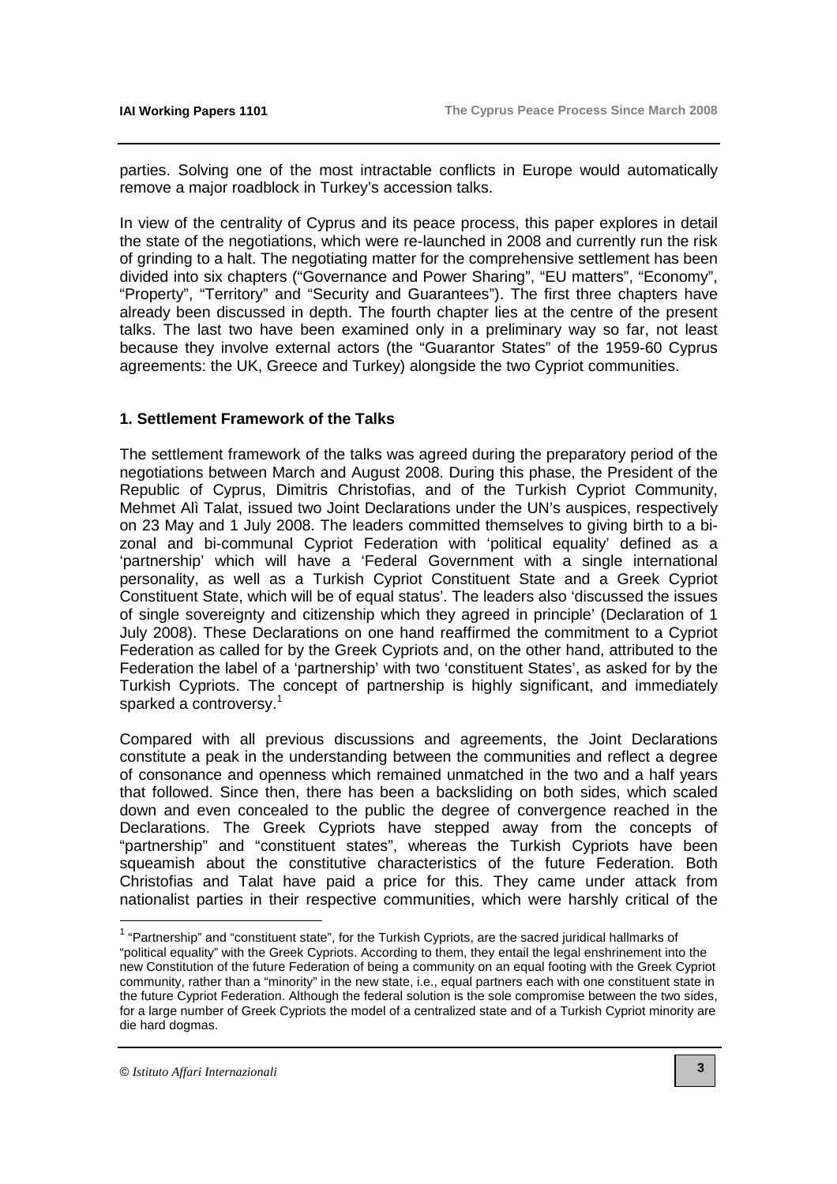parties. Solving one of the most intractable conflicts in Europe would automatically remove a major roadblock in Turkey's accession talks.

In view of the centrality of Cyprus and its peace process, this paper explores in detail the state of the negotiations, which were re-launched in 2008 and currently run the risk of grinding to a halt. The negotiating matter for the comprehensive settlement has been divided into six chapters ("Governance and Power Sharing", "EU matters", "Economy", "Property", "Territory" and "Security and Guarantees"). The first three chapters have already been discussed in depth. The fourth chapter lies at the centre of the present talks. The last two have been examined only in a preliminary way so far, not least because they involve external actors (the "Guarantor States" of the 1959-60 Cyprus agreements: the UK, Greece and Turkey) alongside the two Cypriot communities.

## 1. Settlement Framework of the Talks

The settlement framework of the talks was agreed during the preparatory period of the negotiations between March and August 2008. During this phase, the President of the Republic of Cyprus, Dimitris Christofias, and of the Turkish Cypriot Community, Mehmet Alì Talat, issued two Joint Declarations under the UN's auspices, respectively on 23 May and 1 July 2008. The leaders committed themselves to giving birth to a bi-zonal and bi-communal Cypriot Federation with 'political equality' defined as a 'partnership' which will have a 'Federal Government with a single international personality, as well as a Turkish Cypriot Constituent State and a Greek Cypriot Constituent State, which will be of equal status'. The leaders also 'discussed the issues of single sovereignty and citizenship which they agreed in principle' (Declaration of 1 July 2008). These Declarations on one hand reaffirmed the commitment to a Cypriot Federation as called for by the Greek Cypriots and, on the other hand, attributed to the Federation the label of a 'partnership' with two 'constituent States', as asked for by the Turkish Cypriots. The concept of partnership is highly significant, and immediately sparked a controversy.[1]

Compared with all previous discussions and agreements, the Joint Declarations constitute a peak in the understanding between the communities and reflect a degree of consonance and openness which remained unmatched in the two and a half years that followed. Since then, there has been a backsliding on both sides, which scaled down and even concealed to the public the degree of convergence reached in the Declarations. The Greek Cypriots have stepped away from the concepts of "partnership" and "constituent states", whereas the Turkish Cypriots have been squeamish about the constitutive characteristics of the future Federation. Both Christofias and Talat have paid a price for this. They came under attack from nationalist parties in their respective communities, which were harshly critical of the

---

[1] "Partnership" and "constituent state", for the Turkish Cypriots, are the sacred juridical hallmarks of "political equality" with the Greek Cypriots. According to them, they entail the legal enshrinement into the new Constitution of the future Federation of being a community on an equal footing with the Greek Cypriot community, rather than a "minority" in the new state, i.e., equal partners each with one constituent state in the future Cypriot Federation. Although the federal solution is the sole compromise between the two sides, for a large number of Greek Cypriots the model of a centralized state and of a Turkish Cypriot minority are die hard dogmas.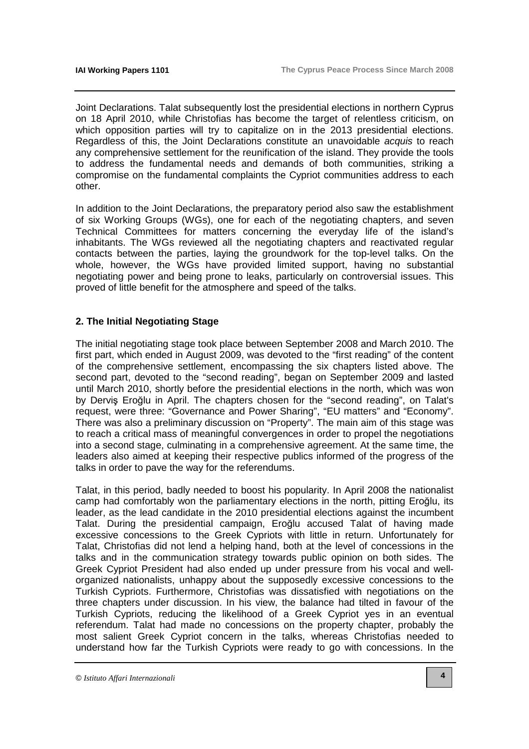Joint Declarations. Talat subsequently lost the presidential elections in northern Cyprus on 18 April 2010, while Christofias has become the target of relentless criticism, on which opposition parties will try to capitalize on in the 2013 presidential elections. Regardless of this, the Joint Declarations constitute an unavoidable *acquis* to reach any comprehensive settlement for the reunification of the island. They provide the tools to address the fundamental needs and demands of both communities, striking a compromise on the fundamental complaints the Cypriot communities address to each other.

In addition to the Joint Declarations, the preparatory period also saw the establishment of six Working Groups (WGs), one for each of the negotiating chapters, and seven Technical Committees for matters concerning the everyday life of the island's inhabitants. The WGs reviewed all the negotiating chapters and reactivated regular contacts between the parties, laying the groundwork for the top-level talks. On the whole, however, the WGs have provided limited support, having no substantial negotiating power and being prone to leaks, particularly on controversial issues. This proved of little benefit for the atmosphere and speed of the talks.

## 2. The Initial Negotiating Stage

The initial negotiating stage took place between September 2008 and March 2010. The first part, which ended in August 2009, was devoted to the "first reading" of the content of the comprehensive settlement, encompassing the six chapters listed above. The second part, devoted to the "second reading", began on September 2009 and lasted until March 2010, shortly before the presidential elections in the north, which was won by Derviş Eroğlu in April. The chapters chosen for the "second reading", on Talat's request, were three: "Governance and Power Sharing", "EU matters" and "Economy". There was also a preliminary discussion on "Property". The main aim of this stage was to reach a critical mass of meaningful convergences in order to propel the negotiations into a second stage, culminating in a comprehensive agreement. At the same time, the leaders also aimed at keeping their respective publics informed of the progress of the talks in order to pave the way for the referendums.

Talat, in this period, badly needed to boost his popularity. In April 2008 the nationalist camp had comfortably won the parliamentary elections in the north, pitting Eroğlu, its leader, as the lead candidate in the 2010 presidential elections against the incumbent Talat. During the presidential campaign, Eroğlu accused Talat of having made excessive concessions to the Greek Cypriots with little in return. Unfortunately for Talat, Christofias did not lend a helping hand, both at the level of concessions in the talks and in the communication strategy towards public opinion on both sides. The Greek Cypriot President had also ended up under pressure from his vocal and well-organized nationalists, unhappy about the supposedly excessive concessions to the Turkish Cypriots. Furthermore, Christofias was dissatisfied with negotiations on the three chapters under discussion. In his view, the balance had tilted in favour of the Turkish Cypriots, reducing the likelihood of a Greek Cypriot yes in an eventual referendum. Talat had made no concessions on the property chapter, probably the most salient Greek Cypriot concern in the talks, whereas Christofias needed to understand how far the Turkish Cypriots were ready to go with concessions. In the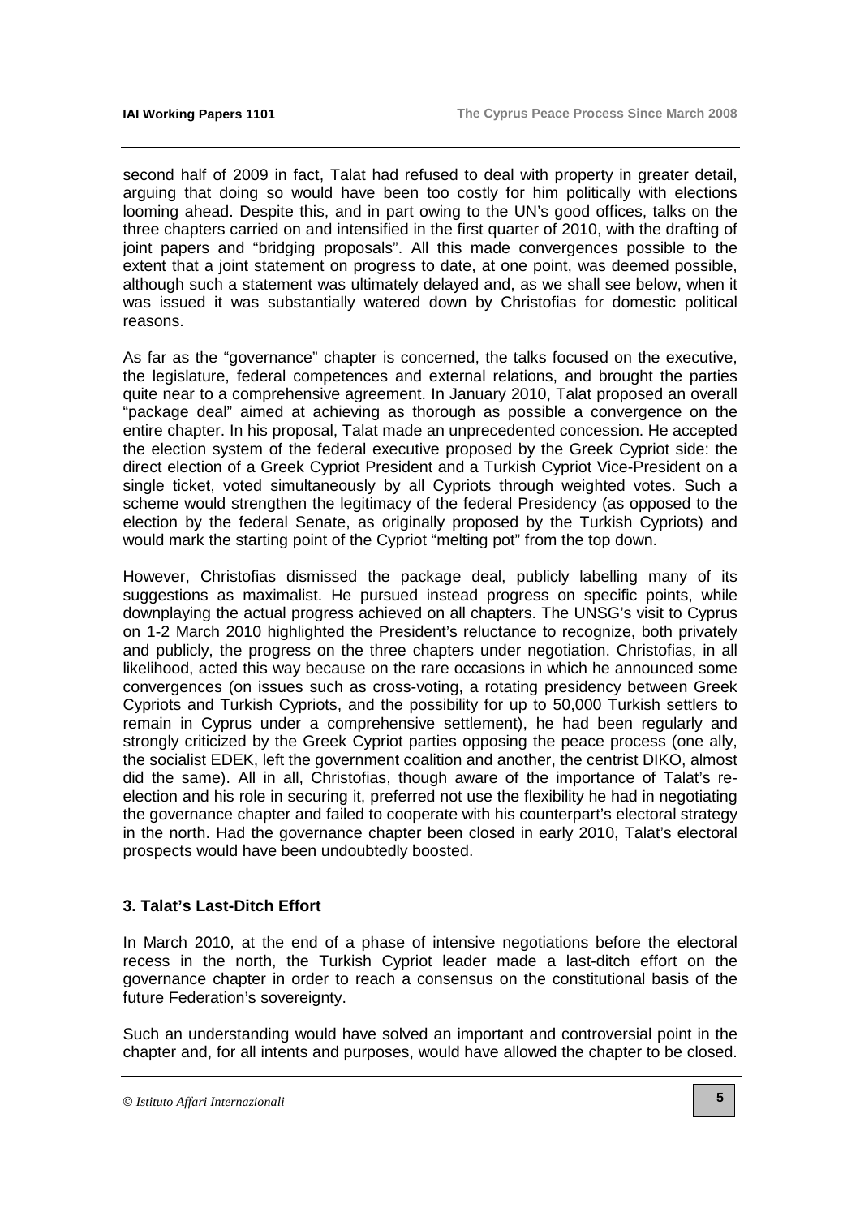second half of 2009 in fact, Talat had refused to deal with property in greater detail, arguing that doing so would have been too costly for him politically with elections looming ahead. Despite this, and in part owing to the UN's good offices, talks on the three chapters carried on and intensified in the first quarter of 2010, with the drafting of joint papers and "bridging proposals". All this made convergences possible to the extent that a joint statement on progress to date, at one point, was deemed possible, although such a statement was ultimately delayed and, as we shall see below, when it was issued it was substantially watered down by Christofias for domestic political reasons.

As far as the "governance" chapter is concerned, the talks focused on the executive, the legislature, federal competences and external relations, and brought the parties quite near to a comprehensive agreement. In January 2010, Talat proposed an overall "package deal" aimed at achieving as thorough as possible a convergence on the entire chapter. In his proposal, Talat made an unprecedented concession. He accepted the election system of the federal executive proposed by the Greek Cypriot side: the direct election of a Greek Cypriot President and a Turkish Cypriot Vice-President on a single ticket, voted simultaneously by all Cypriots through weighted votes. Such a scheme would strengthen the legitimacy of the federal Presidency (as opposed to the election by the federal Senate, as originally proposed by the Turkish Cypriots) and would mark the starting point of the Cypriot "melting pot" from the top down.

However, Christofias dismissed the package deal, publicly labelling many of its suggestions as maximalist. He pursued instead progress on specific points, while downplaying the actual progress achieved on all chapters. The UNSG's visit to Cyprus on 1-2 March 2010 highlighted the President's reluctance to recognize, both privately and publicly, the progress on the three chapters under negotiation. Christofias, in all likelihood, acted this way because on the rare occasions in which he announced some convergences (on issues such as cross-voting, a rotating presidency between Greek Cypriots and Turkish Cypriots, and the possibility for up to 50,000 Turkish settlers to remain in Cyprus under a comprehensive settlement), he had been regularly and strongly criticized by the Greek Cypriot parties opposing the peace process (one ally, the socialist EDEK, left the government coalition and another, the centrist DIKO, almost did the same). All in all, Christofias, though aware of the importance of Talat's re-election and his role in securing it, preferred not use the flexibility he had in negotiating the governance chapter and failed to cooperate with his counterpart's electoral strategy in the north. Had the governance chapter been closed in early 2010, Talat's electoral prospects would have been undoubtedly boosted.

## 3. Talat's Last-Ditch Effort

In March 2010, at the end of a phase of intensive negotiations before the electoral recess in the north, the Turkish Cypriot leader made a last-ditch effort on the governance chapter in order to reach a consensus on the constitutional basis of the future Federation's sovereignty.

Such an understanding would have solved an important and controversial point in the chapter and, for all intents and purposes, would have allowed the chapter to be closed.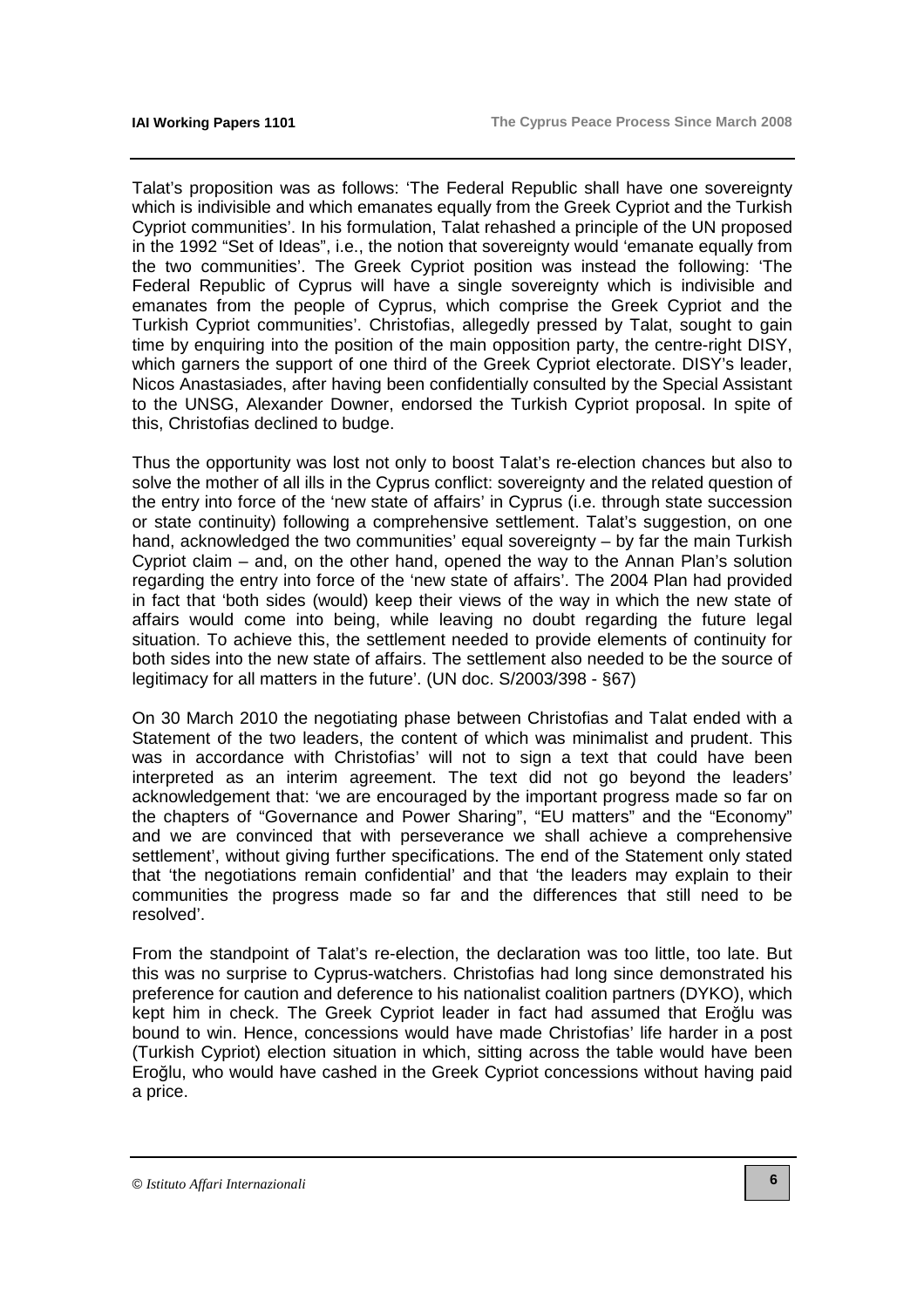Talat's proposition was as follows: 'The Federal Republic shall have one sovereignty which is indivisible and which emanates equally from the Greek Cypriot and the Turkish Cypriot communities'. In his formulation, Talat rehashed a principle of the UN proposed in the 1992 "Set of Ideas", i.e., the notion that sovereignty would 'emanate equally from the two communities'. The Greek Cypriot position was instead the following: 'The Federal Republic of Cyprus will have a single sovereignty which is indivisible and emanates from the people of Cyprus, which comprise the Greek Cypriot and the Turkish Cypriot communities'. Christofias, allegedly pressed by Talat, sought to gain time by enquiring into the position of the main opposition party, the centre-right DISY, which garners the support of one third of the Greek Cypriot electorate. DISY's leader, Nicos Anastasiades, after having been confidentially consulted by the Special Assistant to the UNSG, Alexander Downer, endorsed the Turkish Cypriot proposal. In spite of this, Christofias declined to budge.

Thus the opportunity was lost not only to boost Talat's re-election chances but also to solve the mother of all ills in the Cyprus conflict: sovereignty and the related question of the entry into force of the 'new state of affairs' in Cyprus (i.e. through state succession or state continuity) following a comprehensive settlement. Talat's suggestion, on one hand, acknowledged the two communities' equal sovereignty – by far the main Turkish Cypriot claim – and, on the other hand, opened the way to the Annan Plan's solution regarding the entry into force of the 'new state of affairs'. The 2004 Plan had provided in fact that 'both sides (would) keep their views of the way in which the new state of affairs would come into being, while leaving no doubt regarding the future legal situation. To achieve this, the settlement needed to provide elements of continuity for both sides into the new state of affairs. The settlement also needed to be the source of legitimacy for all matters in the future'. (UN doc. S/2003/398 - §67)

On 30 March 2010 the negotiating phase between Christofias and Talat ended with a Statement of the two leaders, the content of which was minimalist and prudent. This was in accordance with Christofias' will not to sign a text that could have been interpreted as an interim agreement. The text did not go beyond the leaders' acknowledgement that: 'we are encouraged by the important progress made so far on the chapters of "Governance and Power Sharing", "EU matters" and the "Economy" and we are convinced that with perseverance we shall achieve a comprehensive settlement', without giving further specifications. The end of the Statement only stated that 'the negotiations remain confidential' and that 'the leaders may explain to their communities the progress made so far and the differences that still need to be resolved'.

From the standpoint of Talat's re-election, the declaration was too little, too late. But this was no surprise to Cyprus-watchers. Christofias had long since demonstrated his preference for caution and deference to his nationalist coalition partners (DYKO), which kept him in check. The Greek Cypriot leader in fact had assumed that Eroğlu was bound to win. Hence, concessions would have made Christofias' life harder in a post (Turkish Cypriot) election situation in which, sitting across the table would have been Eroğlu, who would have cashed in the Greek Cypriot concessions without having paid a price.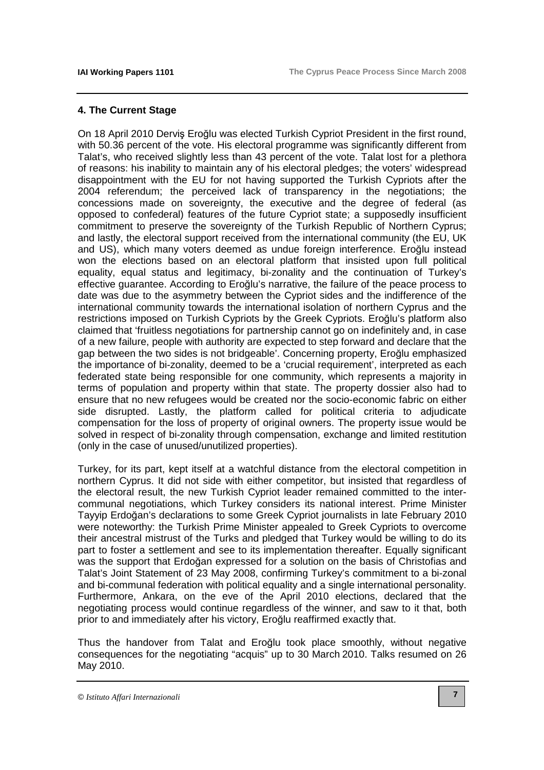## 4. The Current Stage

On 18 April 2010 Derviş Eroğlu was elected Turkish Cypriot President in the first round, with 50.36 percent of the vote. His electoral programme was significantly different from Talat's, who received slightly less than 43 percent of the vote. Talat lost for a plethora of reasons: his inability to maintain any of his electoral pledges; the voters' widespread disappointment with the EU for not having supported the Turkish Cypriots after the 2004 referendum; the perceived lack of transparency in the negotiations; the concessions made on sovereignty, the executive and the degree of federal (as opposed to confederal) features of the future Cypriot state; a supposedly insufficient commitment to preserve the sovereignty of the Turkish Republic of Northern Cyprus; and lastly, the electoral support received from the international community (the EU, UK and US), which many voters deemed as undue foreign interference. Eroğlu instead won the elections based on an electoral platform that insisted upon full political equality, equal status and legitimacy, bi-zonality and the continuation of Turkey's effective guarantee. According to Eroğlu's narrative, the failure of the peace process to date was due to the asymmetry between the Cypriot sides and the indifference of the international community towards the international isolation of northern Cyprus and the restrictions imposed on Turkish Cypriots by the Greek Cypriots. Eroğlu's platform also claimed that 'fruitless negotiations for partnership cannot go on indefinitely and, in case of a new failure, people with authority are expected to step forward and declare that the gap between the two sides is not bridgeable'. Concerning property, Eroğlu emphasized the importance of bi-zonality, deemed to be a 'crucial requirement', interpreted as each federated state being responsible for one community, which represents a majority in terms of population and property within that state. The property dossier also had to ensure that no new refugees would be created nor the socio-economic fabric on either side disrupted. Lastly, the platform called for political criteria to adjudicate compensation for the loss of property of original owners. The property issue would be solved in respect of bi-zonality through compensation, exchange and limited restitution (only in the case of unused/unutilized properties).

Turkey, for its part, kept itself at a watchful distance from the electoral competition in northern Cyprus. It did not side with either competitor, but insisted that regardless of the electoral result, the new Turkish Cypriot leader remained committed to the inter-communal negotiations, which Turkey considers its national interest. Prime Minister Tayyip Erdoğan's declarations to some Greek Cypriot journalists in late February 2010 were noteworthy: the Turkish Prime Minister appealed to Greek Cypriots to overcome their ancestral mistrust of the Turks and pledged that Turkey would be willing to do its part to foster a settlement and see to its implementation thereafter. Equally significant was the support that Erdoğan expressed for a solution on the basis of Christofias and Talat's Joint Statement of 23 May 2008, confirming Turkey's commitment to a bi-zonal and bi-communal federation with political equality and a single international personality. Furthermore, Ankara, on the eve of the April 2010 elections, declared that the negotiating process would continue regardless of the winner, and saw to it that, both prior to and immediately after his victory, Eroğlu reaffirmed exactly that.

Thus the handover from Talat and Eroğlu took place smoothly, without negative consequences for the negotiating "acquis" up to 30 March 2010. Talks resumed on 26 May 2010.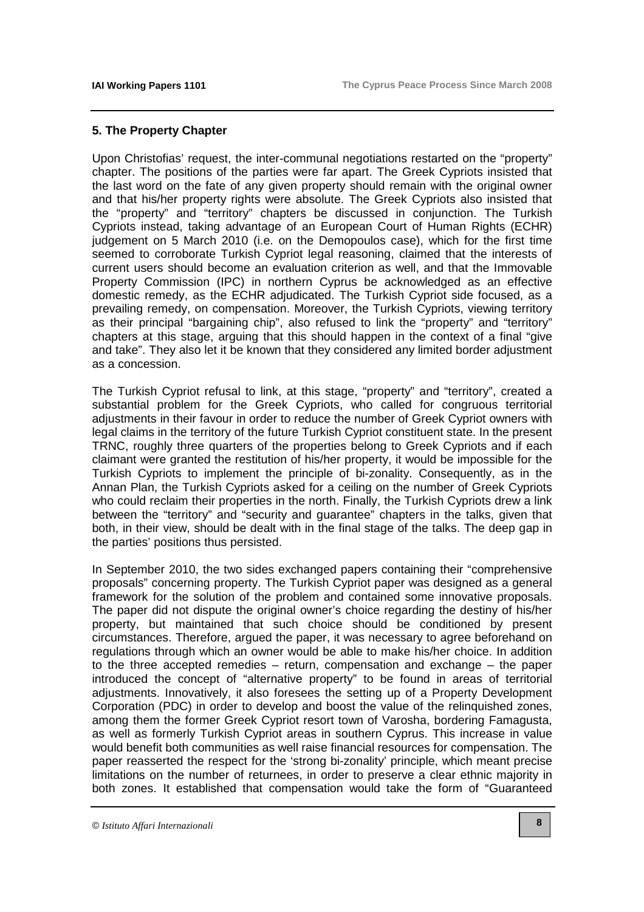## 5. The Property Chapter

Upon Christofias' request, the inter-communal negotiations restarted on the "property" chapter. The positions of the parties were far apart. The Greek Cypriots insisted that the last word on the fate of any given property should remain with the original owner and that his/her property rights were absolute. The Greek Cypriots also insisted that the "property" and "territory" chapters be discussed in conjunction. The Turkish Cypriots instead, taking advantage of an European Court of Human Rights (ECHR) judgement on 5 March 2010 (i.e. on the Demopoulos case), which for the first time seemed to corroborate Turkish Cypriot legal reasoning, claimed that the interests of current users should become an evaluation criterion as well, and that the Immovable Property Commission (IPC) in northern Cyprus be acknowledged as an effective domestic remedy, as the ECHR adjudicated. The Turkish Cypriot side focused, as a prevailing remedy, on compensation. Moreover, the Turkish Cypriots, viewing territory as their principal "bargaining chip", also refused to link the "property" and "territory" chapters at this stage, arguing that this should happen in the context of a final "give and take". They also let it be known that they considered any limited border adjustment as a concession.

The Turkish Cypriot refusal to link, at this stage, "property" and "territory", created a substantial problem for the Greek Cypriots, who called for congruous territorial adjustments in their favour in order to reduce the number of Greek Cypriot owners with legal claims in the territory of the future Turkish Cypriot constituent state. In the present TRNC, roughly three quarters of the properties belong to Greek Cypriots and if each claimant were granted the restitution of his/her property, it would be impossible for the Turkish Cypriots to implement the principle of bi-zonality. Consequently, as in the Annan Plan, the Turkish Cypriots asked for a ceiling on the number of Greek Cypriots who could reclaim their properties in the north. Finally, the Turkish Cypriots drew a link between the "territory" and "security and guarantee" chapters in the talks, given that both, in their view, should be dealt with in the final stage of the talks. The deep gap in the parties' positions thus persisted.

In September 2010, the two sides exchanged papers containing their "comprehensive proposals" concerning property. The Turkish Cypriot paper was designed as a general framework for the solution of the problem and contained some innovative proposals. The paper did not dispute the original owner's choice regarding the destiny of his/her property, but maintained that such choice should be conditioned by present circumstances. Therefore, argued the paper, it was necessary to agree beforehand on regulations through which an owner would be able to make his/her choice. In addition to the three accepted remedies – return, compensation and exchange – the paper introduced the concept of "alternative property" to be found in areas of territorial adjustments. Innovatively, it also foresees the setting up of a Property Development Corporation (PDC) in order to develop and boost the value of the relinquished zones, among them the former Greek Cypriot resort town of Varosha, bordering Famagusta, as well as formerly Turkish Cypriot areas in southern Cyprus. This increase in value would benefit both communities as well raise financial resources for compensation. The paper reasserted the respect for the 'strong bi-zonality' principle, which meant precise limitations on the number of returnees, in order to preserve a clear ethnic majority in both zones. It established that compensation would take the form of "Guaranteed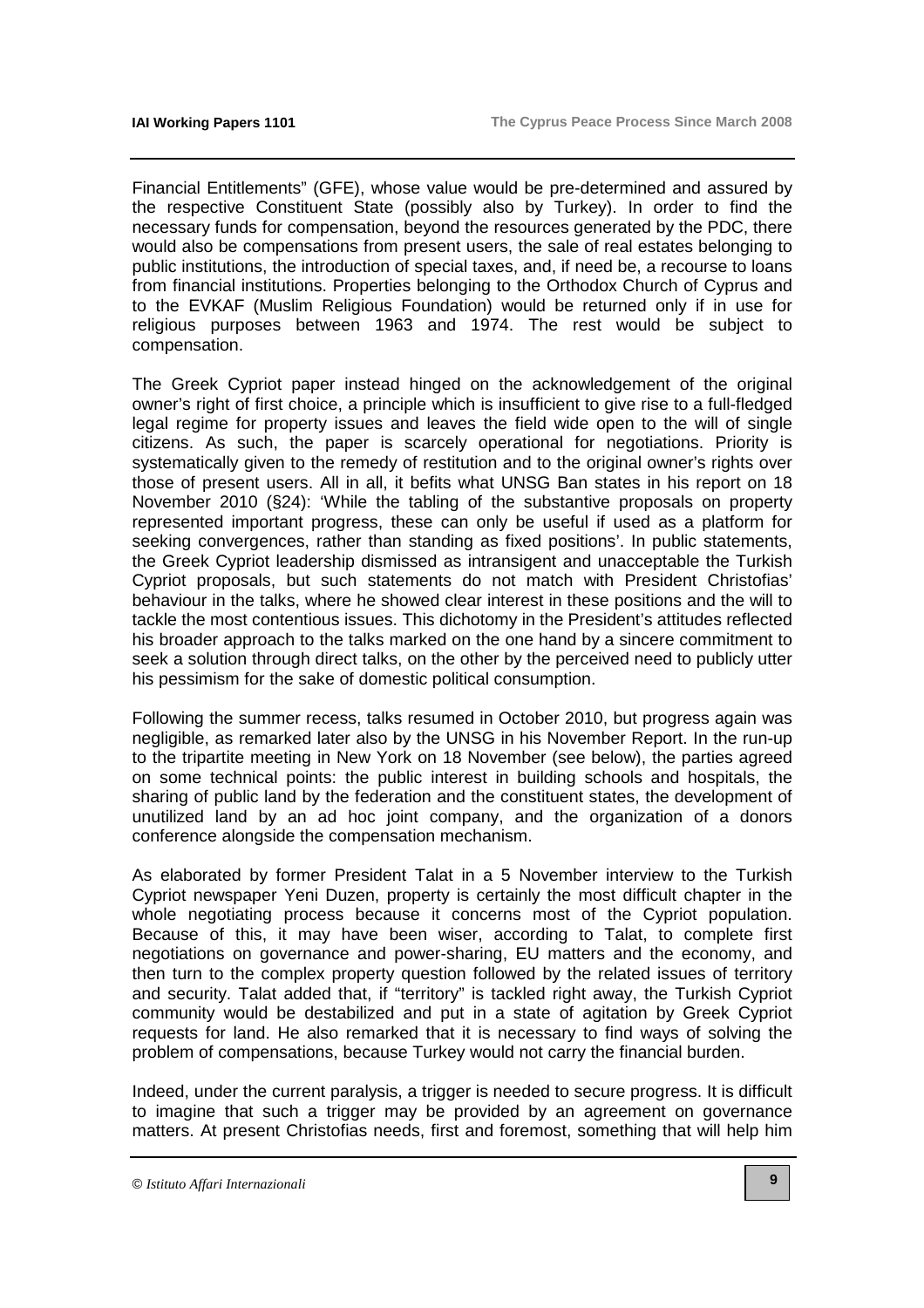Financial Entitlements" (GFE), whose value would be pre-determined and assured by the respective Constituent State (possibly also by Turkey). In order to find the necessary funds for compensation, beyond the resources generated by the PDC, there would also be compensations from present users, the sale of real estates belonging to public institutions, the introduction of special taxes, and, if need be, a recourse to loans from financial institutions. Properties belonging to the Orthodox Church of Cyprus and to the EVKAF (Muslim Religious Foundation) would be returned only if in use for religious purposes between 1963 and 1974. The rest would be subject to compensation.

The Greek Cypriot paper instead hinged on the acknowledgement of the original owner's right of first choice, a principle which is insufficient to give rise to a full-fledged legal regime for property issues and leaves the field wide open to the will of single citizens. As such, the paper is scarcely operational for negotiations. Priority is systematically given to the remedy of restitution and to the original owner's rights over those of present users. All in all, it befits what UNSG Ban states in his report on 18 November 2010 (§24): 'While the tabling of the substantive proposals on property represented important progress, these can only be useful if used as a platform for seeking convergences, rather than standing as fixed positions'. In public statements, the Greek Cypriot leadership dismissed as intransigent and unacceptable the Turkish Cypriot proposals, but such statements do not match with President Christofias' behaviour in the talks, where he showed clear interest in these positions and the will to tackle the most contentious issues. This dichotomy in the President's attitudes reflected his broader approach to the talks marked on the one hand by a sincere commitment to seek a solution through direct talks, on the other by the perceived need to publicly utter his pessimism for the sake of domestic political consumption.

Following the summer recess, talks resumed in October 2010, but progress again was negligible, as remarked later also by the UNSG in his November Report. In the run-up to the tripartite meeting in New York on 18 November (see below), the parties agreed on some technical points: the public interest in building schools and hospitals, the sharing of public land by the federation and the constituent states, the development of unutilized land by an ad hoc joint company, and the organization of a donors conference alongside the compensation mechanism.

As elaborated by former President Talat in a 5 November interview to the Turkish Cypriot newspaper Yeni Duzen, property is certainly the most difficult chapter in the whole negotiating process because it concerns most of the Cypriot population. Because of this, it may have been wiser, according to Talat, to complete first negotiations on governance and power-sharing, EU matters and the economy, and then turn to the complex property question followed by the related issues of territory and security. Talat added that, if "territory" is tackled right away, the Turkish Cypriot community would be destabilized and put in a state of agitation by Greek Cypriot requests for land. He also remarked that it is necessary to find ways of solving the problem of compensations, because Turkey would not carry the financial burden.

Indeed, under the current paralysis, a trigger is needed to secure progress. It is difficult to imagine that such a trigger may be provided by an agreement on governance matters. At present Christofias needs, first and foremost, something that will help him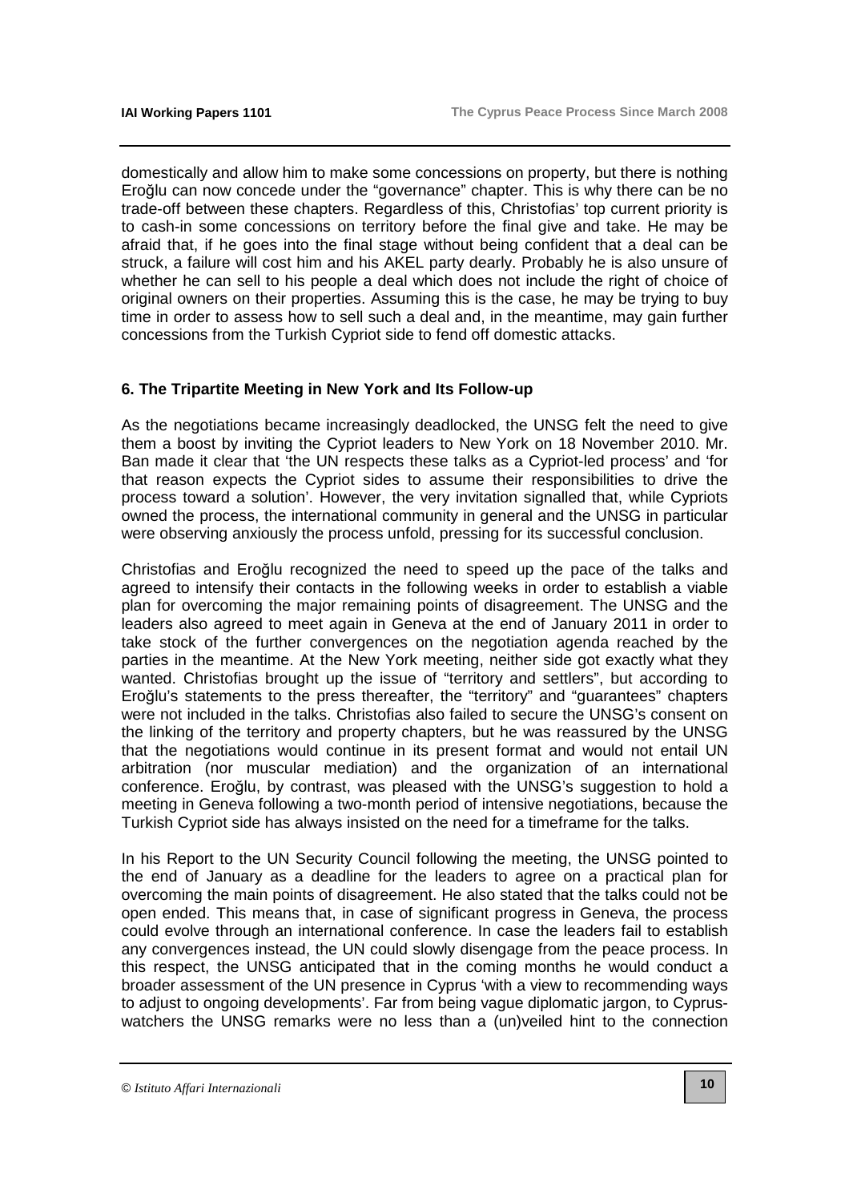domestically and allow him to make some concessions on property, but there is nothing Eroğlu can now concede under the "governance" chapter. This is why there can be no trade-off between these chapters. Regardless of this, Christofias' top current priority is to cash-in some concessions on territory before the final give and take. He may be afraid that, if he goes into the final stage without being confident that a deal can be struck, a failure will cost him and his AKEL party dearly. Probably he is also unsure of whether he can sell to his people a deal which does not include the right of choice of original owners on their properties. Assuming this is the case, he may be trying to buy time in order to assess how to sell such a deal and, in the meantime, may gain further concessions from the Turkish Cypriot side to fend off domestic attacks.

### 6. The Tripartite Meeting in New York and Its Follow-up

As the negotiations became increasingly deadlocked, the UNSG felt the need to give them a boost by inviting the Cypriot leaders to New York on 18 November 2010. Mr. Ban made it clear that 'the UN respects these talks as a Cypriot-led process' and 'for that reason expects the Cypriot sides to assume their responsibilities to drive the process toward a solution'. However, the very invitation signalled that, while Cypriots owned the process, the international community in general and the UNSG in particular were observing anxiously the process unfold, pressing for its successful conclusion.

Christofias and Eroğlu recognized the need to speed up the pace of the talks and agreed to intensify their contacts in the following weeks in order to establish a viable plan for overcoming the major remaining points of disagreement. The UNSG and the leaders also agreed to meet again in Geneva at the end of January 2011 in order to take stock of the further convergences on the negotiation agenda reached by the parties in the meantime. At the New York meeting, neither side got exactly what they wanted. Christofias brought up the issue of "territory and settlers", but according to Eroğlu's statements to the press thereafter, the "territory" and "guarantees" chapters were not included in the talks. Christofias also failed to secure the UNSG's consent on the linking of the territory and property chapters, but he was reassured by the UNSG that the negotiations would continue in its present format and would not entail UN arbitration (nor muscular mediation) and the organization of an international conference. Eroğlu, by contrast, was pleased with the UNSG's suggestion to hold a meeting in Geneva following a two-month period of intensive negotiations, because the Turkish Cypriot side has always insisted on the need for a timeframe for the talks.

In his Report to the UN Security Council following the meeting, the UNSG pointed to the end of January as a deadline for the leaders to agree on a practical plan for overcoming the main points of disagreement. He also stated that the talks could not be open ended. This means that, in case of significant progress in Geneva, the process could evolve through an international conference. In case the leaders fail to establish any convergences instead, the UN could slowly disengage from the peace process. In this respect, the UNSG anticipated that in the coming months he would conduct a broader assessment of the UN presence in Cyprus 'with a view to recommending ways to adjust to ongoing developments'. Far from being vague diplomatic jargon, to Cyprus-watchers the UNSG remarks were no less than a (un)veiled hint to the connection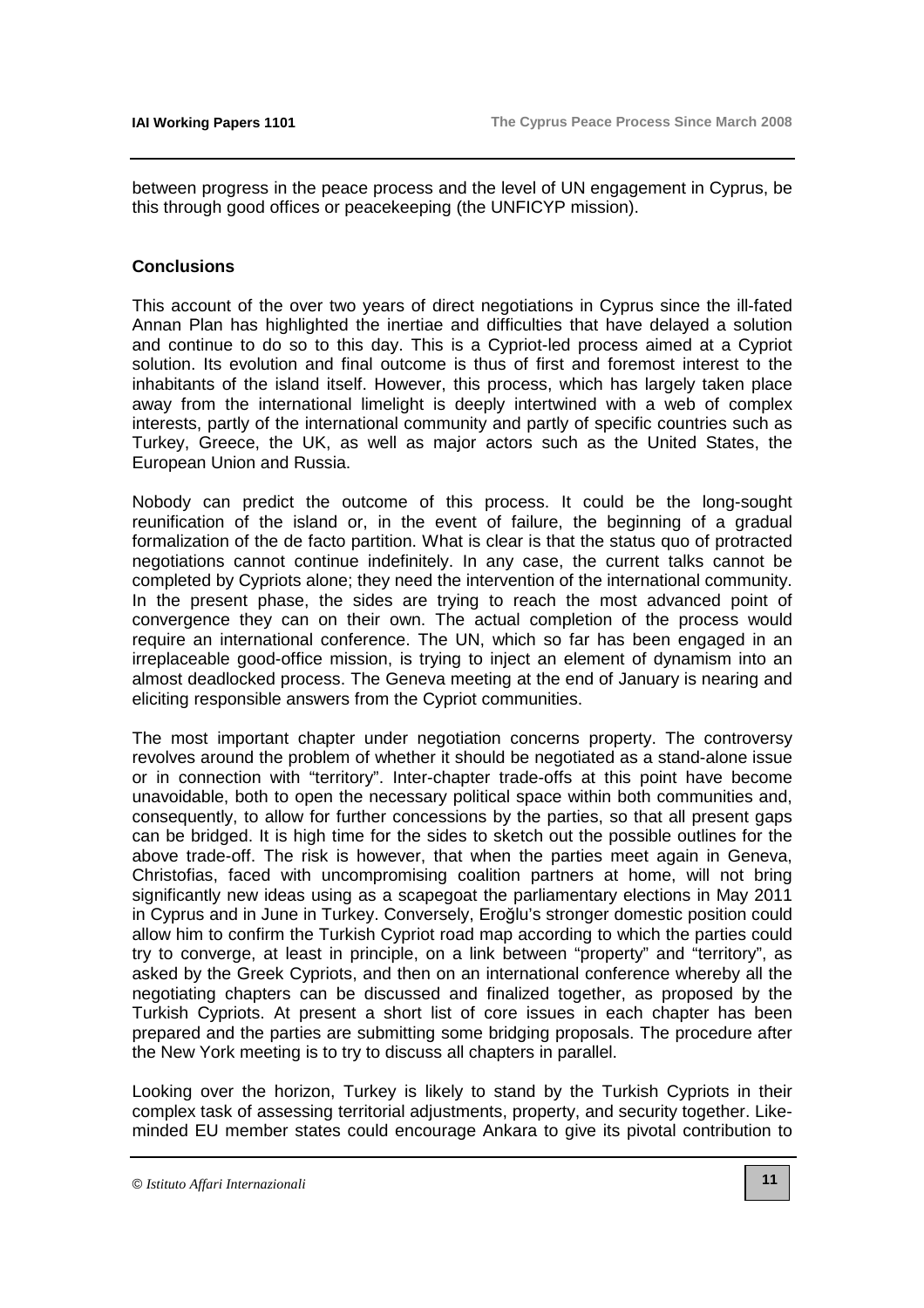between progress in the peace process and the level of UN engagement in Cyprus, be this through good offices or peacekeeping (the UNFICYP mission).

## Conclusions

This account of the over two years of direct negotiations in Cyprus since the ill-fated Annan Plan has highlighted the inertiae and difficulties that have delayed a solution and continue to do so to this day. This is a Cypriot-led process aimed at a Cypriot solution. Its evolution and final outcome is thus of first and foremost interest to the inhabitants of the island itself. However, this process, which has largely taken place away from the international limelight is deeply intertwined with a web of complex interests, partly of the international community and partly of specific countries such as Turkey, Greece, the UK, as well as major actors such as the United States, the European Union and Russia.

Nobody can predict the outcome of this process. It could be the long-sought reunification of the island or, in the event of failure, the beginning of a gradual formalization of the de facto partition. What is clear is that the status quo of protracted negotiations cannot continue indefinitely. In any case, the current talks cannot be completed by Cypriots alone; they need the intervention of the international community. In the present phase, the sides are trying to reach the most advanced point of convergence they can on their own. The actual completion of the process would require an international conference. The UN, which so far has been engaged in an irreplaceable good-office mission, is trying to inject an element of dynamism into an almost deadlocked process. The Geneva meeting at the end of January is nearing and eliciting responsible answers from the Cypriot communities.

The most important chapter under negotiation concerns property. The controversy revolves around the problem of whether it should be negotiated as a stand-alone issue or in connection with "territory". Inter-chapter trade-offs at this point have become unavoidable, both to open the necessary political space within both communities and, consequently, to allow for further concessions by the parties, so that all present gaps can be bridged. It is high time for the sides to sketch out the possible outlines for the above trade-off. The risk is however, that when the parties meet again in Geneva, Christofias, faced with uncompromising coalition partners at home, will not bring significantly new ideas using as a scapegoat the parliamentary elections in May 2011 in Cyprus and in June in Turkey. Conversely, Eroğlu's stronger domestic position could allow him to confirm the Turkish Cypriot road map according to which the parties could try to converge, at least in principle, on a link between "property" and "territory", as asked by the Greek Cypriots, and then on an international conference whereby all the negotiating chapters can be discussed and finalized together, as proposed by the Turkish Cypriots. At present a short list of core issues in each chapter has been prepared and the parties are submitting some bridging proposals. The procedure after the New York meeting is to try to discuss all chapters in parallel.

Looking over the horizon, Turkey is likely to stand by the Turkish Cypriots in their complex task of assessing territorial adjustments, property, and security together. Like-minded EU member states could encourage Ankara to give its pivotal contribution to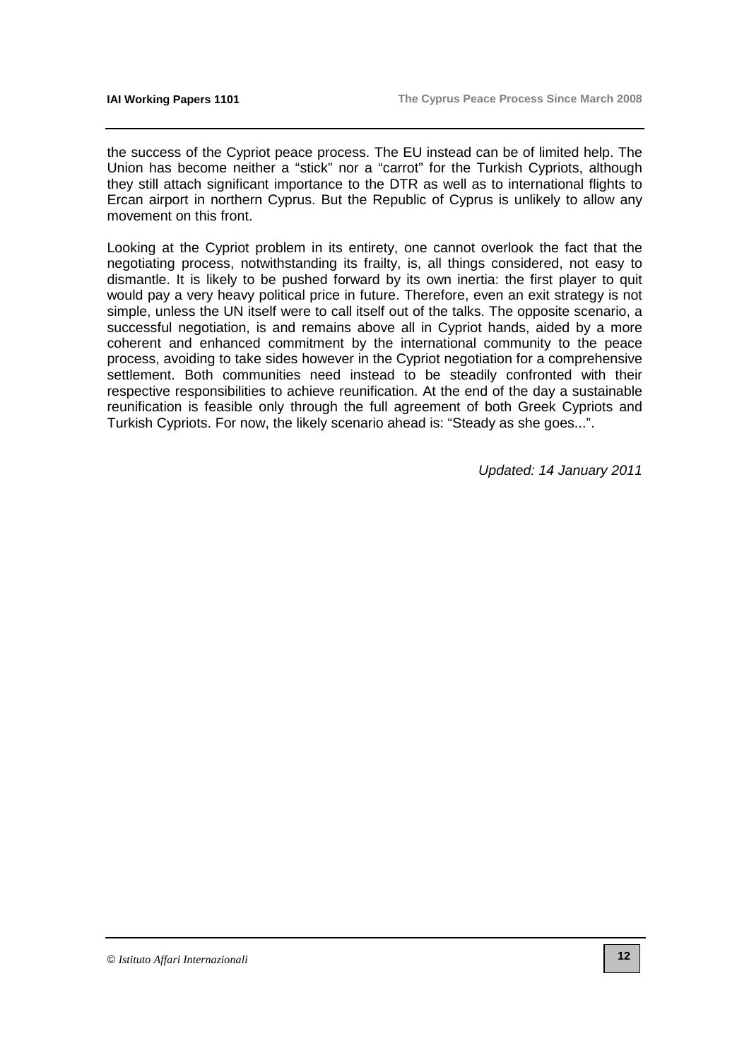the success of the Cypriot peace process. The EU instead can be of limited help. The Union has become neither a "stick" nor a "carrot" for the Turkish Cypriots, although they still attach significant importance to the DTR as well as to international flights to Ercan airport in northern Cyprus. But the Republic of Cyprus is unlikely to allow any movement on this front.

Looking at the Cypriot problem in its entirety, one cannot overlook the fact that the negotiating process, notwithstanding its frailty, is, all things considered, not easy to dismantle. It is likely to be pushed forward by its own inertia: the first player to quit would pay a very heavy political price in future. Therefore, even an exit strategy is not simple, unless the UN itself were to call itself out of the talks. The opposite scenario, a successful negotiation, is and remains above all in Cypriot hands, aided by a more coherent and enhanced commitment by the international community to the peace process, avoiding to take sides however in the Cypriot negotiation for a comprehensive settlement. Both communities need instead to be steadily confronted with their respective responsibilities to achieve reunification. At the end of the day a sustainable reunification is feasible only through the full agreement of both Greek Cypriots and Turkish Cypriots. For now, the likely scenario ahead is: "Steady as she goes...".

*Updated: 14 January 2011*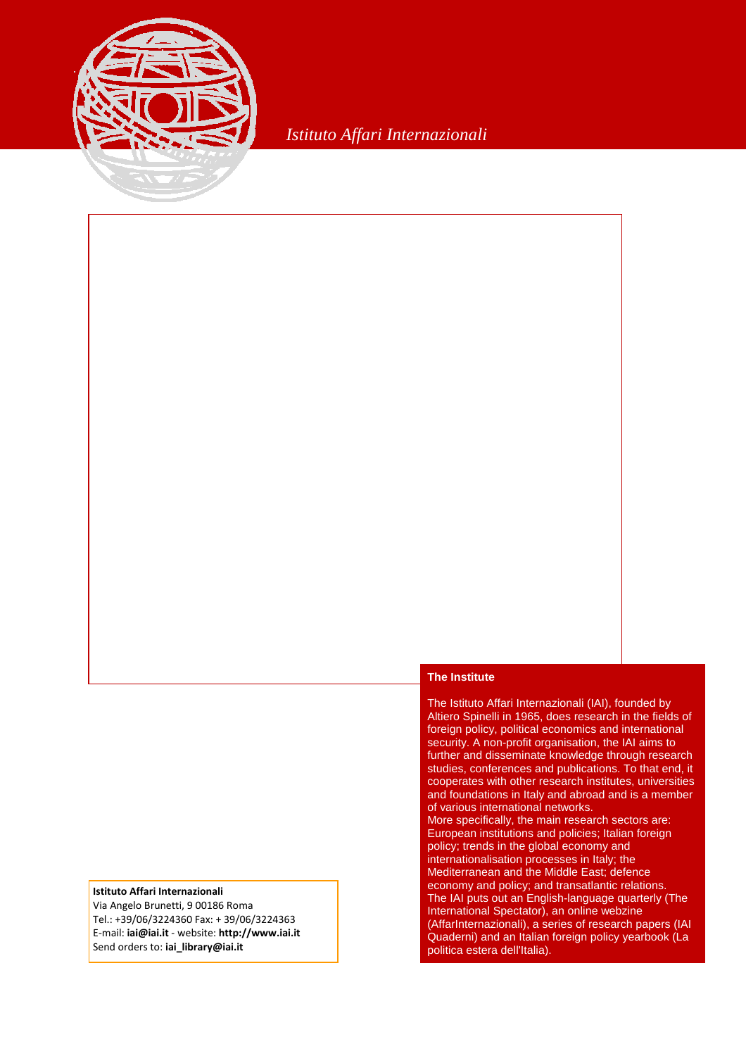*Istituto Affari Internazionali*

### The Institute

The Istituto Affari Internazionali (IAI), founded by Altiero Spinelli in 1965, does research in the fields of foreign policy, political economics and international security. A non-profit organisation, the IAI aims to further and disseminate knowledge through research studies, conferences and publications. To that end, it cooperates with other research institutes, universities and foundations in Italy and abroad and is a member of various international networks.
More specifically, the main research sectors are: European institutions and policies; Italian foreign policy; trends in the global economy and internationalisation processes in Italy; the Mediterranean and the Middle East; defence economy and policy; and transatlantic relations.
The IAI puts out an English-language quarterly (The International Spectator), an online webzine (AffarInternazionali), a series of research papers (IAI Quaderni) and an Italian foreign policy yearbook (La politica estera dell'Italia).

**Istituto Affari Internazionali**
Via Angelo Brunetti, 9 00186 Roma
Tel.: +39/06/3224360 Fax: + 39/06/3224363
E-mail: **iai@iai.it** - website: **http://www.iai.it**
Send orders to: **iai_library@iai.it**